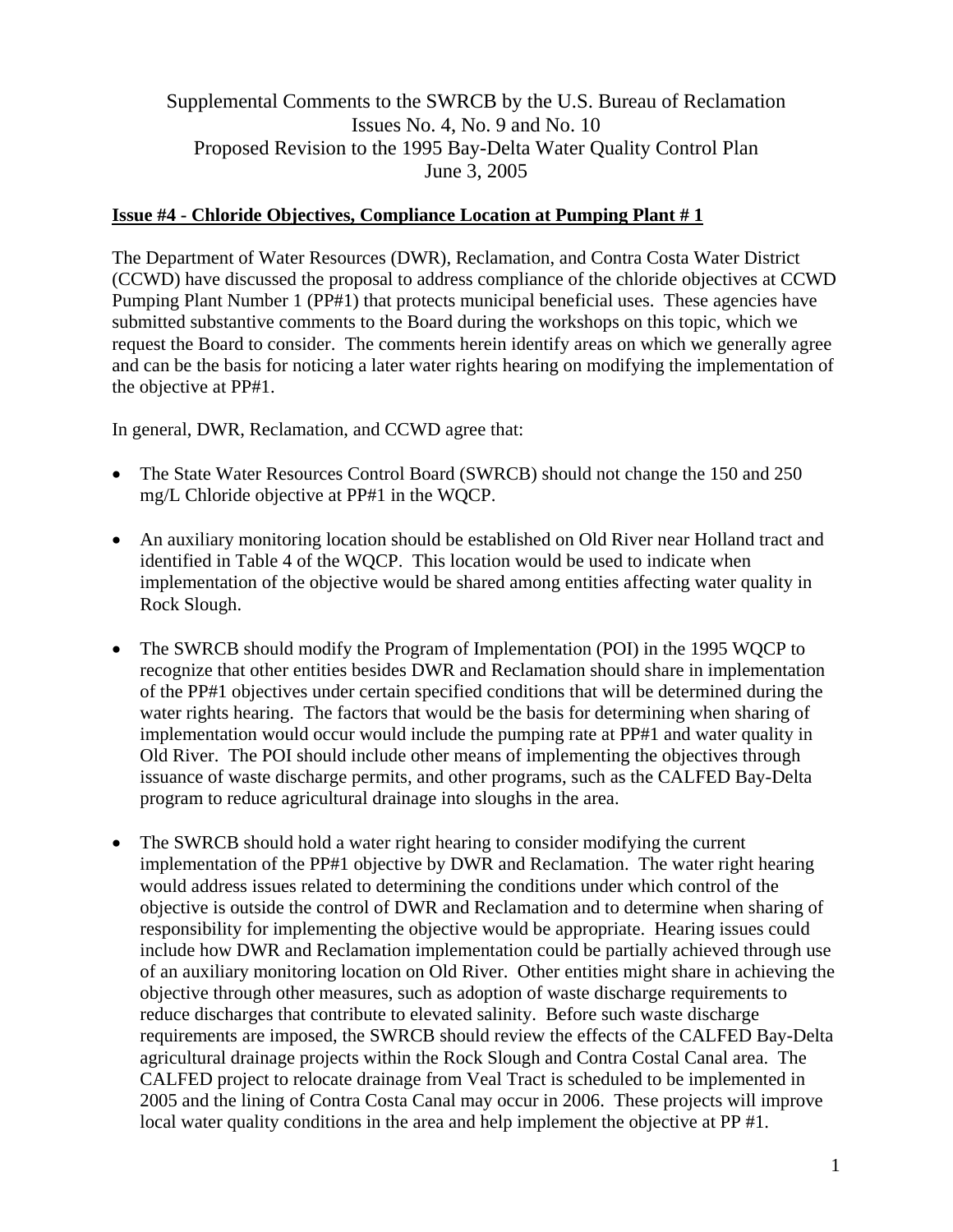Supplemental Comments to the SWRCB by the U.S. Bureau of Reclamation
Issues No. 4, No. 9 and No. 10
Proposed Revision to the 1995 Bay-Delta Water Quality Control Plan
June 3, 2005

**Issue #4 - Chloride Objectives, Compliance Location at Pumping Plant # 1**

The Department of Water Resources (DWR), Reclamation, and Contra Costa Water District (CCWD) have discussed the proposal to address compliance of the chloride objectives at CCWD Pumping Plant Number 1 (PP#1) that protects municipal beneficial uses. These agencies have submitted substantive comments to the Board during the workshops on this topic, which we request the Board to consider. The comments herein identify areas on which we generally agree and can be the basis for noticing a later water rights hearing on modifying the implementation of the objective at PP#1.

In general, DWR, Reclamation, and CCWD agree that:

- The State Water Resources Control Board (SWRCB) should not change the 150 and 250 mg/L Chloride objective at PP#1 in the WQCP.

- An auxiliary monitoring location should be established on Old River near Holland tract and identified in Table 4 of the WQCP. This location would be used to indicate when implementation of the objective would be shared among entities affecting water quality in Rock Slough.

- The SWRCB should modify the Program of Implementation (POI) in the 1995 WQCP to recognize that other entities besides DWR and Reclamation should share in implementation of the PP#1 objectives under certain specified conditions that will be determined during the water rights hearing. The factors that would be the basis for determining when sharing of implementation would occur would include the pumping rate at PP#1 and water quality in Old River. The POI should include other means of implementing the objectives through issuance of waste discharge permits, and other programs, such as the CALFED Bay-Delta program to reduce agricultural drainage into sloughs in the area.

- The SWRCB should hold a water right hearing to consider modifying the current implementation of the PP#1 objective by DWR and Reclamation. The water right hearing would address issues related to determining the conditions under which control of the objective is outside the control of DWR and Reclamation and to determine when sharing of responsibility for implementing the objective would be appropriate. Hearing issues could include how DWR and Reclamation implementation could be partially achieved through use of an auxiliary monitoring location on Old River. Other entities might share in achieving the objective through other measures, such as adoption of waste discharge requirements to reduce discharges that contribute to elevated salinity. Before such waste discharge requirements are imposed, the SWRCB should review the effects of the CALFED Bay-Delta agricultural drainage projects within the Rock Slough and Contra Costal Canal area. The CALFED project to relocate drainage from Veal Tract is scheduled to be implemented in 2005 and the lining of Contra Costa Canal may occur in 2006. These projects will improve local water quality conditions in the area and help implement the objective at PP #1.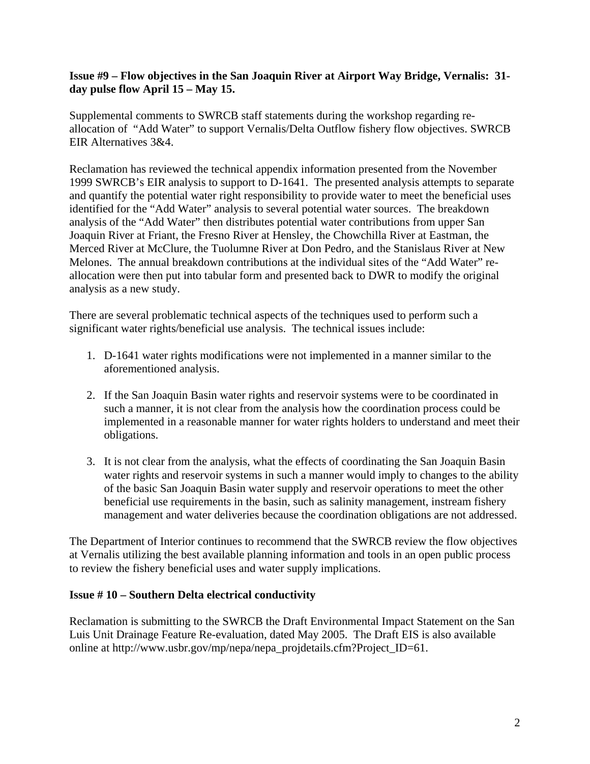**Issue #9 – Flow objectives in the San Joaquin River at Airport Way Bridge, Vernalis: 31-day pulse flow April 15 – May 15.**

Supplemental comments to SWRCB staff statements during the workshop regarding re-allocation of "Add Water" to support Vernalis/Delta Outflow fishery flow objectives. SWRCB EIR Alternatives 3&4.

Reclamation has reviewed the technical appendix information presented from the November 1999 SWRCB's EIR analysis to support to D-1641. The presented analysis attempts to separate and quantify the potential water right responsibility to provide water to meet the beneficial uses identified for the "Add Water" analysis to several potential water sources. The breakdown analysis of the "Add Water" then distributes potential water contributions from upper San Joaquin River at Friant, the Fresno River at Hensley, the Chowchilla River at Eastman, the Merced River at McClure, the Tuolumne River at Don Pedro, and the Stanislaus River at New Melones. The annual breakdown contributions at the individual sites of the "Add Water" re-allocation were then put into tabular form and presented back to DWR to modify the original analysis as a new study.

There are several problematic technical aspects of the techniques used to perform such a significant water rights/beneficial use analysis. The technical issues include:

1. D-1641 water rights modifications were not implemented in a manner similar to the aforementioned analysis.

2. If the San Joaquin Basin water rights and reservoir systems were to be coordinated in such a manner, it is not clear from the analysis how the coordination process could be implemented in a reasonable manner for water rights holders to understand and meet their obligations.

3. It is not clear from the analysis, what the effects of coordinating the San Joaquin Basin water rights and reservoir systems in such a manner would imply to changes to the ability of the basic San Joaquin Basin water supply and reservoir operations to meet the other beneficial use requirements in the basin, such as salinity management, instream fishery management and water deliveries because the coordination obligations are not addressed.

The Department of Interior continues to recommend that the SWRCB review the flow objectives at Vernalis utilizing the best available planning information and tools in an open public process to review the fishery beneficial uses and water supply implications.

**Issue # 10 – Southern Delta electrical conductivity**

Reclamation is submitting to the SWRCB the Draft Environmental Impact Statement on the San Luis Unit Drainage Feature Re-evaluation, dated May 2005. The Draft EIS is also available online at http://www.usbr.gov/mp/nepa/nepa_projdetails.cfm?Project_ID=61.